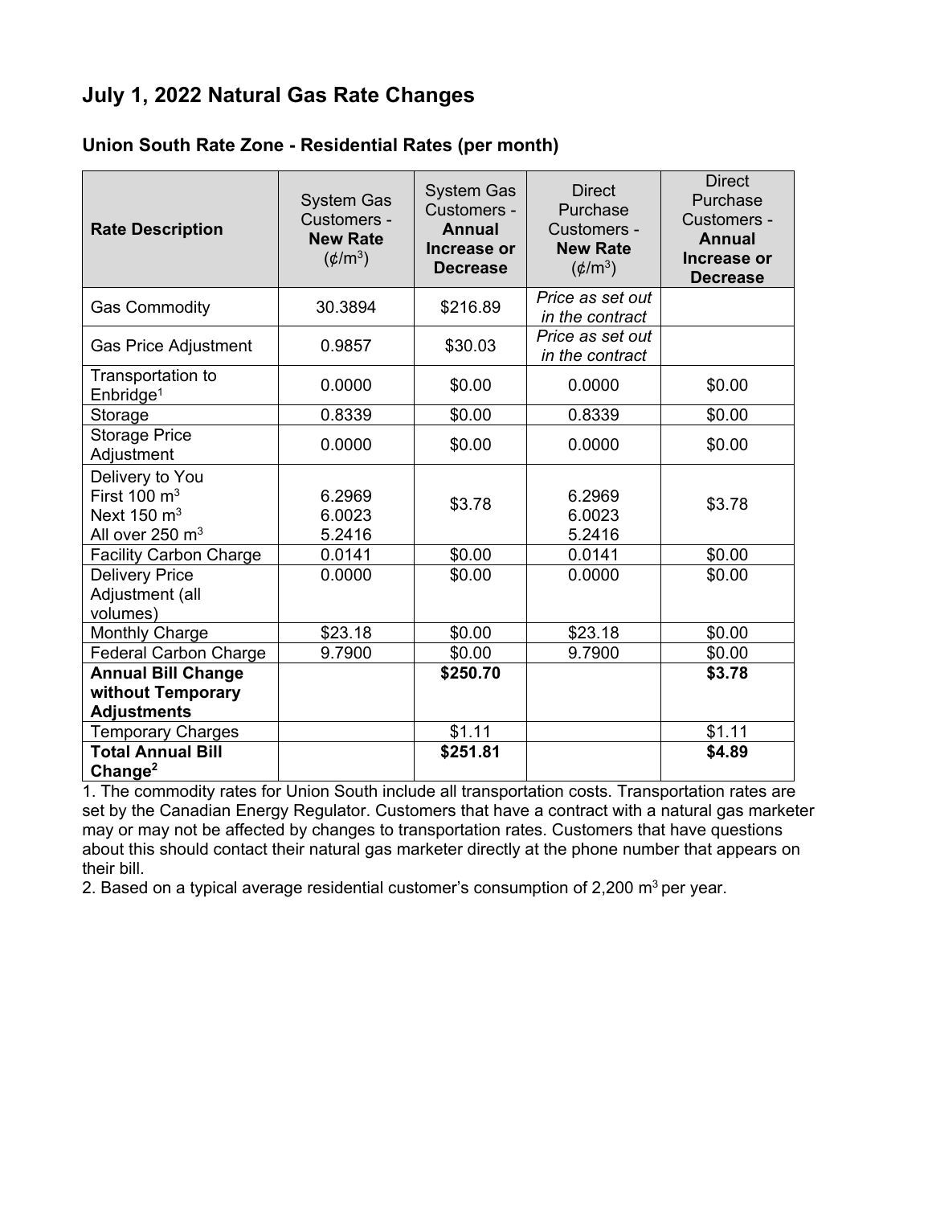# July 1, 2022 Natural Gas Rate Changes

## Union South Rate Zone - Residential Rates (per month)

| Rate Description | System Gas Customers - **New Rate** (¢/$m^3$) | System Gas Customers - **Annual Increase or Decrease** | Direct Purchase Customers - **New Rate** (¢/$m^3$) | Direct Purchase Customers - **Annual Increase or Decrease** |
|---|---|---|---|---|
| Gas Commodity | 30.3894 | $216.89 | *Price as set out in the contract* | |
| Gas Price Adjustment | 0.9857 | $30.03 | *Price as set out in the contract* | |
| Transportation to Enbridge[1] | 0.0000 | $0.00 | 0.0000 | $0.00 |
| Storage | 0.8339 | $0.00 | 0.8339 | $0.00 |
| Storage Price Adjustment | 0.0000 | $0.00 | 0.0000 | $0.00 |
| Delivery to You<br>First 100 $m^3$<br>Next 150 $m^3$<br>All over 250 $m^3$ | <br>6.2969<br>6.0023<br>5.2416 | $3.78 | <br>6.2969<br>6.0023<br>5.2416 | $3.78 |
| Facility Carbon Charge | 0.0141 | $0.00 | 0.0141 | $0.00 |
| Delivery Price Adjustment (all volumes) | 0.0000 | $0.00 | 0.0000 | $0.00 |
| Monthly Charge | $23.18 | $0.00 | $23.18 | $0.00 |
| Federal Carbon Charge | 9.7900 | $0.00 | 9.7900 | $0.00 |
| **Annual Bill Change without Temporary Adjustments** | | **$250.70** | | **$3.78** |
| Temporary Charges | | $1.11 | | $1.11 |
| **Total Annual Bill Change[2]** | | **$251.81** | | **$4.89** |

1. The commodity rates for Union South include all transportation costs. Transportation rates are set by the Canadian Energy Regulator. Customers that have a contract with a natural gas marketer may or may not be affected by changes to transportation rates. Customers that have questions about this should contact their natural gas marketer directly at the phone number that appears on their bill.
2. Based on a typical average residential customer's consumption of 2,200 $m^3$ per year.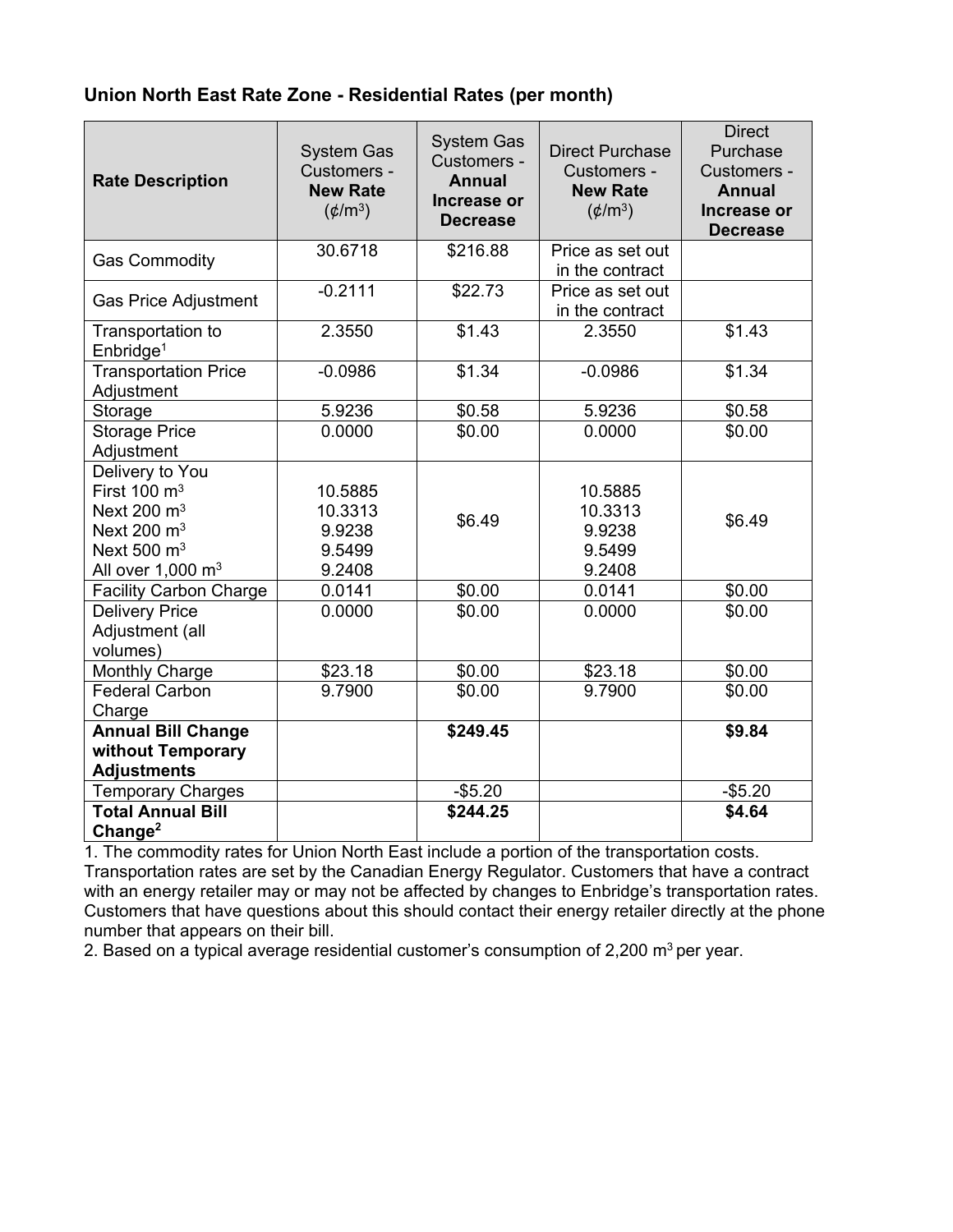**Union North East Rate Zone - Residential Rates (per month)**

| Rate Description | System Gas Customers - **New Rate** (¢/$m^3$) | System Gas Customers - **Annual Increase or Decrease** | Direct Purchase Customers - **New Rate** (¢/$m^3$) | Direct Purchase Customers - **Annual Increase or Decrease** |
|---|---|---|---|---|
| Gas Commodity | 30.6718 | $216.88 | Price as set out in the contract | |
| Gas Price Adjustment | -0.2111 | $22.73 | Price as set out in the contract | |
| Transportation to Enbridge[1] | 2.3550 | $1.43 | 2.3550 | $1.43 |
| Transportation Price Adjustment | -0.0986 | $1.34 | -0.0986 | $1.34 |
| Storage | 5.9236 | $0.58 | 5.9236 | $0.58 |
| Storage Price Adjustment | 0.0000 | $0.00 | 0.0000 | $0.00 |
| Delivery to You<br>First 100 $m^3$<br>Next 200 $m^3$<br>Next 200 $m^3$<br>Next 500 $m^3$<br>All over 1,000 $m^3$ | <br>10.5885<br>10.3313<br>9.9238<br>9.5499<br>9.2408 | $6.49 | <br>10.5885<br>10.3313<br>9.9238<br>9.5499<br>9.2408 | $6.49 |
| Facility Carbon Charge | 0.0141 | $0.00 | 0.0141 | $0.00 |
| Delivery Price Adjustment (all volumes) | 0.0000 | $0.00 | 0.0000 | $0.00 |
| Monthly Charge | $23.18 | $0.00 | $23.18 | $0.00 |
| Federal Carbon Charge | 9.7900 | $0.00 | 9.7900 | $0.00 |
| **Annual Bill Change without Temporary Adjustments** | | **$249.45** | | **$9.84** |
| Temporary Charges | | -$5.20 | | -$5.20 |
| **Total Annual Bill Change[2]** | | **$244.25** | | **$4.64** |

1. The commodity rates for Union North East include a portion of the transportation costs. Transportation rates are set by the Canadian Energy Regulator. Customers that have a contract with an energy retailer may or may not be affected by changes to Enbridge's transportation rates. Customers that have questions about this should contact their energy retailer directly at the phone number that appears on their bill.
2. Based on a typical average residential customer's consumption of 2,200 $m^3$ per year.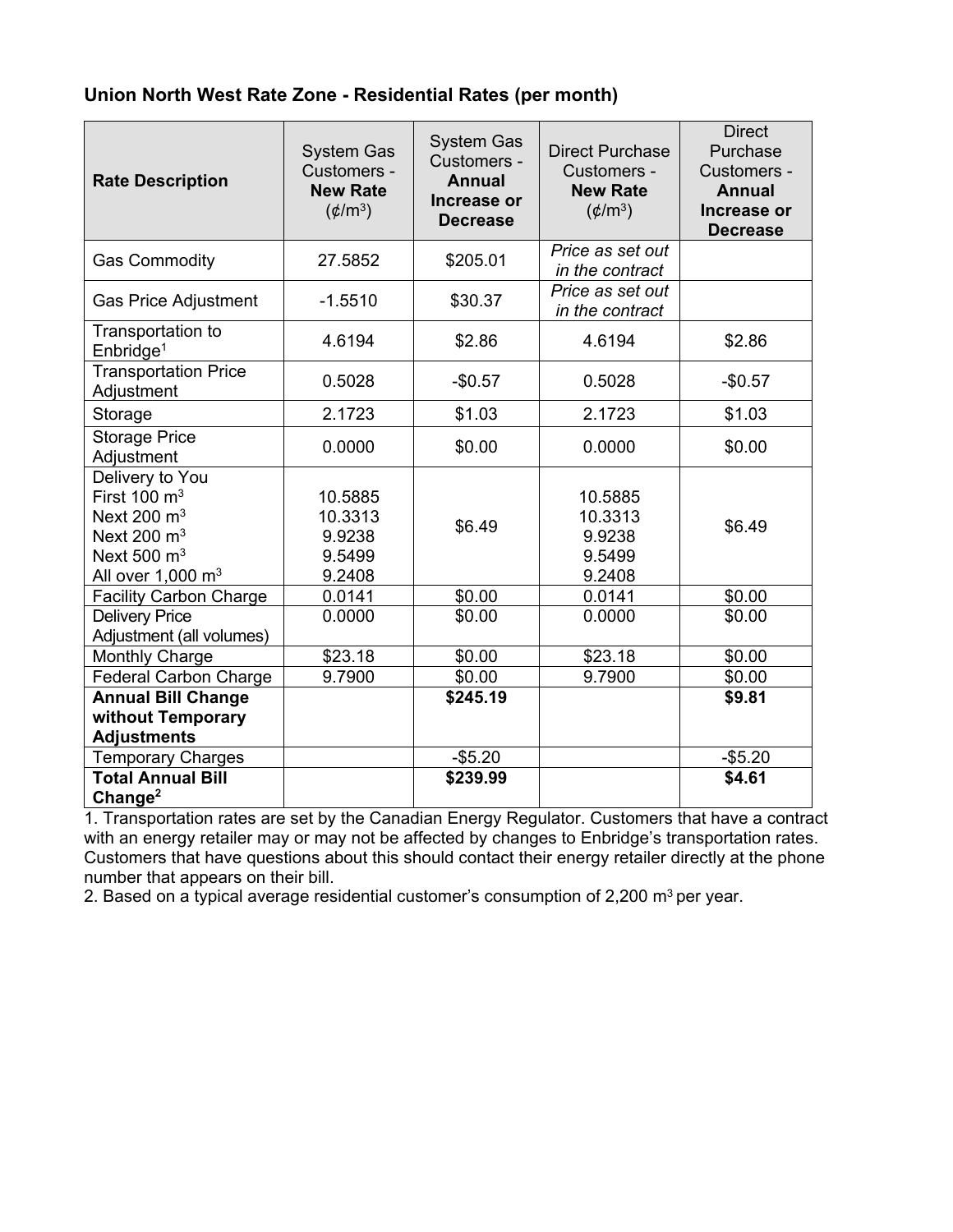### Union North West Rate Zone - Residential Rates (per month)

| Rate Description | System Gas Customers - **New Rate** (¢/$m^3$) | System Gas Customers - **Annual Increase or Decrease** | Direct Purchase Customers - **New Rate** (¢/$m^3$) | Direct Purchase Customers - **Annual Increase or Decrease** |
|---|---|---|---|---|
| Gas Commodity | 27.5852 | $205.01 | *Price as set out in the contract* | |
| Gas Price Adjustment | -1.5510 | $30.37 | *Price as set out in the contract* | |
| Transportation to Enbridge[1] | 4.6194 | $2.86 | 4.6194 | $2.86 |
| Transportation Price Adjustment | 0.5028 | -$0.57 | 0.5028 | -$0.57 |
| Storage | 2.1723 | $1.03 | 2.1723 | $1.03 |
| Storage Price Adjustment | 0.0000 | $0.00 | 0.0000 | $0.00 |
| Delivery to You<br>First 100 $m^3$<br>Next 200 $m^3$<br>Next 200 $m^3$<br>Next 500 $m^3$<br>All over 1,000 $m^3$ | <br>10.5885<br>10.3313<br>9.9238<br>9.5499<br>9.2408 | $6.49 | <br>10.5885<br>10.3313<br>9.9238<br>9.5499<br>9.2408 | $6.49 |
| Facility Carbon Charge | 0.0141 | $0.00 | 0.0141 | $0.00 |
| Delivery Price Adjustment (all volumes) | 0.0000 | $0.00 | 0.0000 | $0.00 |
| Monthly Charge | $23.18 | $0.00 | $23.18 | $0.00 |
| Federal Carbon Charge | 9.7900 | $0.00 | 9.7900 | $0.00 |
| **Annual Bill Change without Temporary Adjustments** | | **$245.19** | | **$9.81** |
| Temporary Charges | | -$5.20 | | -$5.20 |
| **Total Annual Bill Change[2]** | | **$239.99** | | **$4.61** |

1. Transportation rates are set by the Canadian Energy Regulator. Customers that have a contract with an energy retailer may or may not be affected by changes to Enbridge's transportation rates. Customers that have questions about this should contact their energy retailer directly at the phone number that appears on their bill.
2. Based on a typical average residential customer's consumption of 2,200 $m^3$ per year.